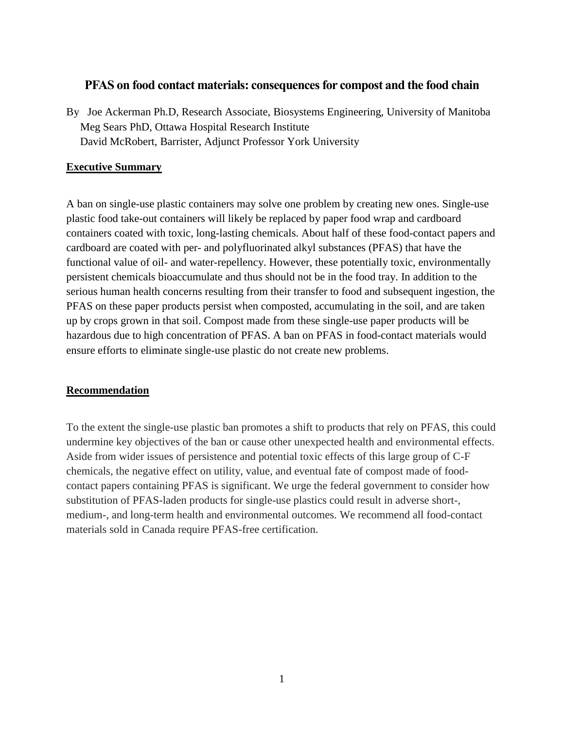# PFAS on food contact materials: consequences for compost and the food chain

By Joe Ackerman Ph.D, Research Associate, Biosystems Engineering, University of Manitoba
Meg Sears PhD, Ottawa Hospital Research Institute
David McRobert, Barrister, Adjunct Professor York University

## Executive Summary

A ban on single-use plastic containers may solve one problem by creating new ones. Single-use plastic food take-out containers will likely be replaced by paper food wrap and cardboard containers coated with toxic, long-lasting chemicals. About half of these food-contact papers and cardboard are coated with per- and polyfluorinated alkyl substances (PFAS) that have the functional value of oil- and water-repellency. However, these potentially toxic, environmentally persistent chemicals bioaccumulate and thus should not be in the food tray. In addition to the serious human health concerns resulting from their transfer to food and subsequent ingestion, the PFAS on these paper products persist when composted, accumulating in the soil, and are taken up by crops grown in that soil. Compost made from these single-use paper products will be hazardous due to high concentration of PFAS. A ban on PFAS in food-contact materials would ensure efforts to eliminate single-use plastic do not create new problems.

## Recommendation

To the extent the single-use plastic ban promotes a shift to products that rely on PFAS, this could undermine key objectives of the ban or cause other unexpected health and environmental effects. Aside from wider issues of persistence and potential toxic effects of this large group of C-F chemicals, the negative effect on utility, value, and eventual fate of compost made of food-contact papers containing PFAS is significant. We urge the federal government to consider how substitution of PFAS-laden products for single-use plastics could result in adverse short-, medium-, and long-term health and environmental outcomes. We recommend all food-contact materials sold in Canada require PFAS-free certification.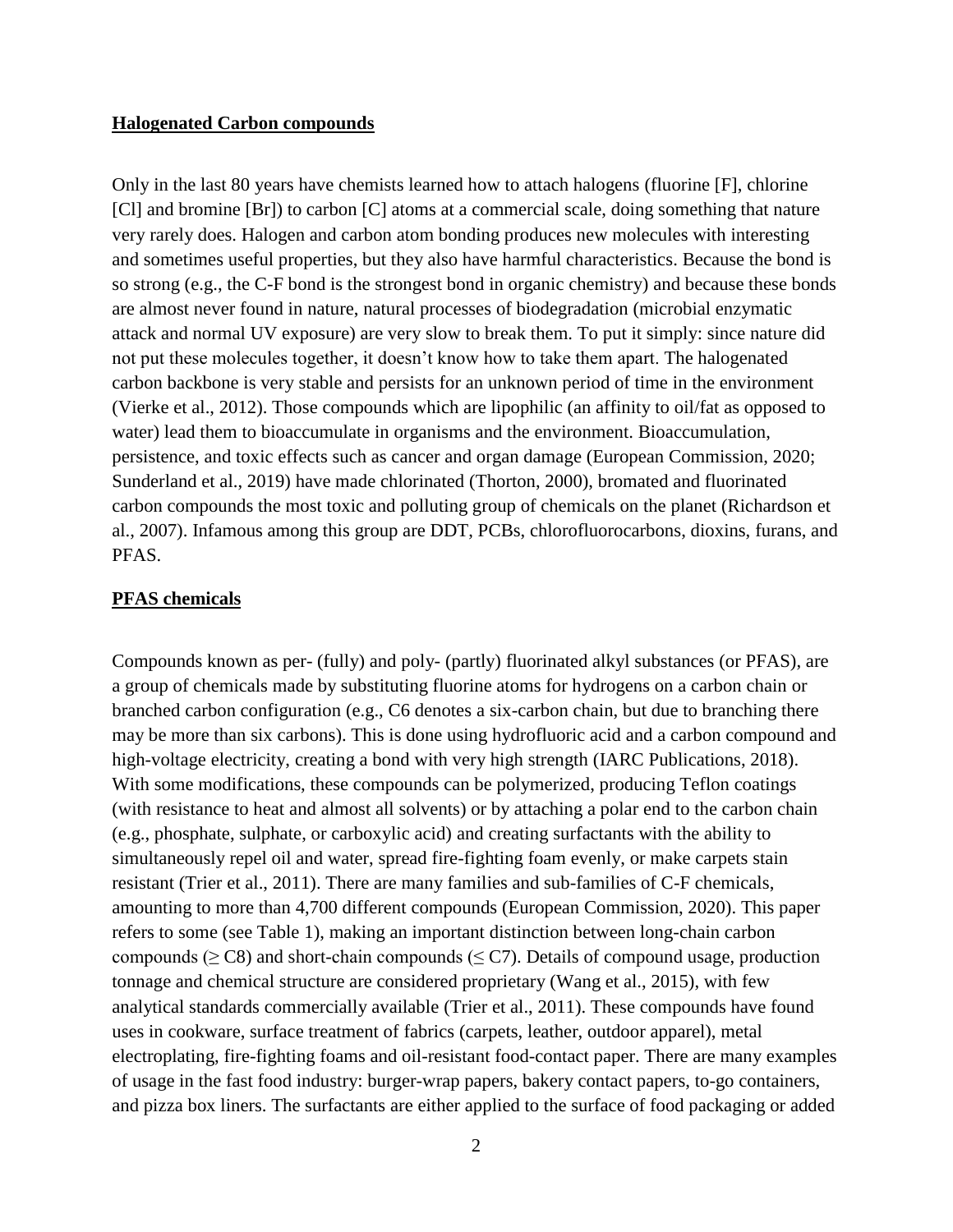## Halogenated Carbon compounds

Only in the last 80 years have chemists learned how to attach halogens (fluorine [F], chlorine [Cl] and bromine [Br]) to carbon [C] atoms at a commercial scale, doing something that nature very rarely does. Halogen and carbon atom bonding produces new molecules with interesting and sometimes useful properties, but they also have harmful characteristics. Because the bond is so strong (e.g., the C-F bond is the strongest bond in organic chemistry) and because these bonds are almost never found in nature, natural processes of biodegradation (microbial enzymatic attack and normal UV exposure) are very slow to break them. To put it simply: since nature did not put these molecules together, it doesn't know how to take them apart. The halogenated carbon backbone is very stable and persists for an unknown period of time in the environment (Vierke et al., 2012). Those compounds which are lipophilic (an affinity to oil/fat as opposed to water) lead them to bioaccumulate in organisms and the environment. Bioaccumulation, persistence, and toxic effects such as cancer and organ damage (European Commission, 2020; Sunderland et al., 2019) have made chlorinated (Thorton, 2000), bromated and fluorinated carbon compounds the most toxic and polluting group of chemicals on the planet (Richardson et al., 2007). Infamous among this group are DDT, PCBs, chlorofluorocarbons, dioxins, furans, and PFAS.

## PFAS chemicals

Compounds known as per- (fully) and poly- (partly) fluorinated alkyl substances (or PFAS), are a group of chemicals made by substituting fluorine atoms for hydrogens on a carbon chain or branched carbon configuration (e.g., C6 denotes a six-carbon chain, but due to branching there may be more than six carbons). This is done using hydrofluoric acid and a carbon compound and high-voltage electricity, creating a bond with very high strength (IARC Publications, 2018). With some modifications, these compounds can be polymerized, producing Teflon coatings (with resistance to heat and almost all solvents) or by attaching a polar end to the carbon chain (e.g., phosphate, sulphate, or carboxylic acid) and creating surfactants with the ability to simultaneously repel oil and water, spread fire-fighting foam evenly, or make carpets stain resistant (Trier et al., 2011). There are many families and sub-families of C-F chemicals, amounting to more than 4,700 different compounds (European Commission, 2020). This paper refers to some (see Table 1), making an important distinction between long-chain carbon compounds ($\geq$ C8) and short-chain compounds ($\leq$ C7). Details of compound usage, production tonnage and chemical structure are considered proprietary (Wang et al., 2015), with few analytical standards commercially available (Trier et al., 2011). These compounds have found uses in cookware, surface treatment of fabrics (carpets, leather, outdoor apparel), metal electroplating, fire-fighting foams and oil-resistant food-contact paper. There are many examples of usage in the fast food industry: burger-wrap papers, bakery contact papers, to-go containers, and pizza box liners. The surfactants are either applied to the surface of food packaging or added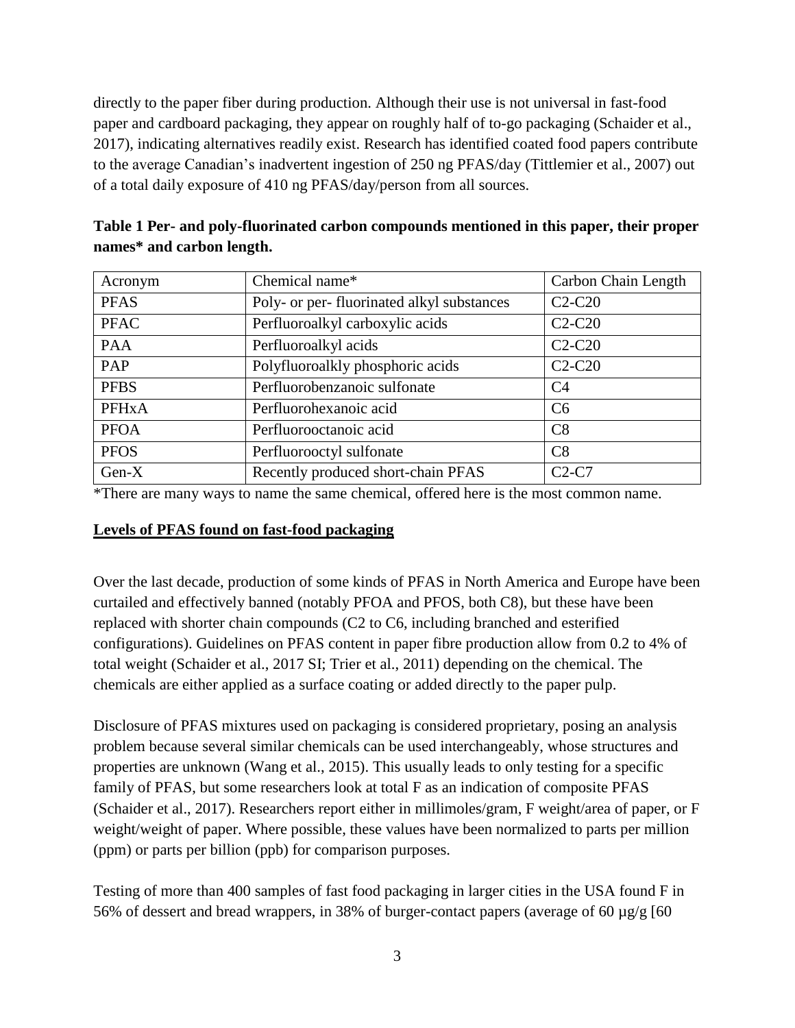directly to the paper fiber during production. Although their use is not universal in fast-food paper and cardboard packaging, they appear on roughly half of to-go packaging (Schaider et al., 2017), indicating alternatives readily exist. Research has identified coated food papers contribute to the average Canadian's inadvertent ingestion of 250 ng PFAS/day (Tittlemier et al., 2007) out of a total daily exposure of 410 ng PFAS/day/person from all sources.

**Table 1 Per- and poly-fluorinated carbon compounds mentioned in this paper, their proper names* and carbon length.**

| Acronym | Chemical name* | Carbon Chain Length |
|---|---|---|
| PFAS | Poly- or per- fluorinated alkyl substances | C2-C20 |
| PFAC | Perfluoroalkyl carboxylic acids | C2-C20 |
| PAA | Perfluoroalkyl acids | C2-C20 |
| PAP | Polyfluoroalkly phosphoric acids | C2-C20 |
| PFBS | Perfluorobenzanoic sulfonate | C4 |
| PFHxA | Perfluorohexanoic acid | C6 |
| PFOA | Perfluorooctanoic acid | C8 |
| PFOS | Perfluorooctyl sulfonate | C8 |
| Gen-X | Recently produced short-chain PFAS | C2-C7 |

*There are many ways to name the same chemical, offered here is the most common name.

## Levels of PFAS found on fast-food packaging

Over the last decade, production of some kinds of PFAS in North America and Europe have been curtailed and effectively banned (notably PFOA and PFOS, both C8), but these have been replaced with shorter chain compounds (C2 to C6, including branched and esterified configurations). Guidelines on PFAS content in paper fibre production allow from 0.2 to 4% of total weight (Schaider et al., 2017 SI; Trier et al., 2011) depending on the chemical. The chemicals are either applied as a surface coating or added directly to the paper pulp.

Disclosure of PFAS mixtures used on packaging is considered proprietary, posing an analysis problem because several similar chemicals can be used interchangeably, whose structures and properties are unknown (Wang et al., 2015). This usually leads to only testing for a specific family of PFAS, but some researchers look at total F as an indication of composite PFAS (Schaider et al., 2017). Researchers report either in millimoles/gram, F weight/area of paper, or F weight/weight of paper. Where possible, these values have been normalized to parts per million (ppm) or parts per billion (ppb) for comparison purposes.

Testing of more than 400 samples of fast food packaging in larger cities in the USA found F in 56% of dessert and bread wrappers, in 38% of burger-contact papers (average of 60 µg/g [60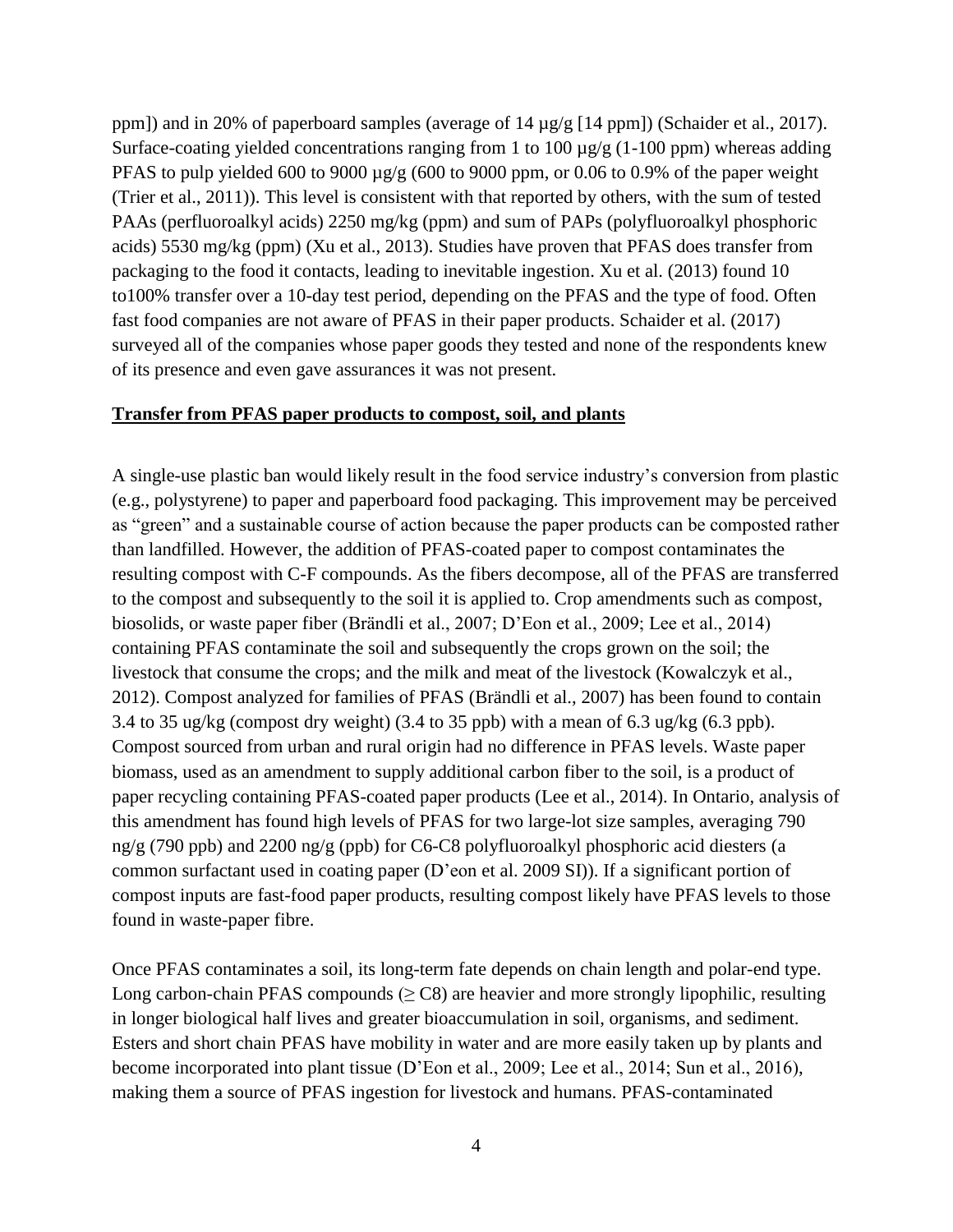ppm]) and in 20% of paperboard samples (average of 14 µg/g [14 ppm]) (Schaider et al., 2017). Surface-coating yielded concentrations ranging from 1 to 100 µg/g (1-100 ppm) whereas adding PFAS to pulp yielded 600 to 9000 µg/g (600 to 9000 ppm, or 0.06 to 0.9% of the paper weight (Trier et al., 2011)). This level is consistent with that reported by others, with the sum of tested PAAs (perfluoroalkyl acids) 2250 mg/kg (ppm) and sum of PAPs (polyfluoroalkyl phosphoric acids) 5530 mg/kg (ppm) (Xu et al., 2013). Studies have proven that PFAS does transfer from packaging to the food it contacts, leading to inevitable ingestion. Xu et al. (2013) found 10 to100% transfer over a 10-day test period, depending on the PFAS and the type of food. Often fast food companies are not aware of PFAS in their paper products. Schaider et al. (2017) surveyed all of the companies whose paper goods they tested and none of the respondents knew of its presence and even gave assurances it was not present.

## Transfer from PFAS paper products to compost, soil, and plants

A single-use plastic ban would likely result in the food service industry's conversion from plastic (e.g., polystyrene) to paper and paperboard food packaging. This improvement may be perceived as "green" and a sustainable course of action because the paper products can be composted rather than landfilled. However, the addition of PFAS-coated paper to compost contaminates the resulting compost with C-F compounds. As the fibers decompose, all of the PFAS are transferred to the compost and subsequently to the soil it is applied to. Crop amendments such as compost, biosolids, or waste paper fiber (Brändli et al., 2007; D'Eon et al., 2009; Lee et al., 2014) containing PFAS contaminate the soil and subsequently the crops grown on the soil; the livestock that consume the crops; and the milk and meat of the livestock (Kowalczyk et al., 2012). Compost analyzed for families of PFAS (Brändli et al., 2007) has been found to contain 3.4 to 35 ug/kg (compost dry weight) (3.4 to 35 ppb) with a mean of 6.3 ug/kg (6.3 ppb). Compost sourced from urban and rural origin had no difference in PFAS levels. Waste paper biomass, used as an amendment to supply additional carbon fiber to the soil, is a product of paper recycling containing PFAS-coated paper products (Lee et al., 2014). In Ontario, analysis of this amendment has found high levels of PFAS for two large-lot size samples, averaging 790 ng/g (790 ppb) and 2200 ng/g (ppb) for C6-C8 polyfluoroalkyl phosphoric acid diesters (a common surfactant used in coating paper (D'eon et al. 2009 SI)). If a significant portion of compost inputs are fast-food paper products, resulting compost likely have PFAS levels to those found in waste-paper fibre.

Once PFAS contaminates a soil, its long-term fate depends on chain length and polar-end type. Long carbon-chain PFAS compounds ($\geq$ C8) are heavier and more strongly lipophilic, resulting in longer biological half lives and greater bioaccumulation in soil, organisms, and sediment. Esters and short chain PFAS have mobility in water and are more easily taken up by plants and become incorporated into plant tissue (D'Eon et al., 2009; Lee et al., 2014; Sun et al., 2016), making them a source of PFAS ingestion for livestock and humans. PFAS-contaminated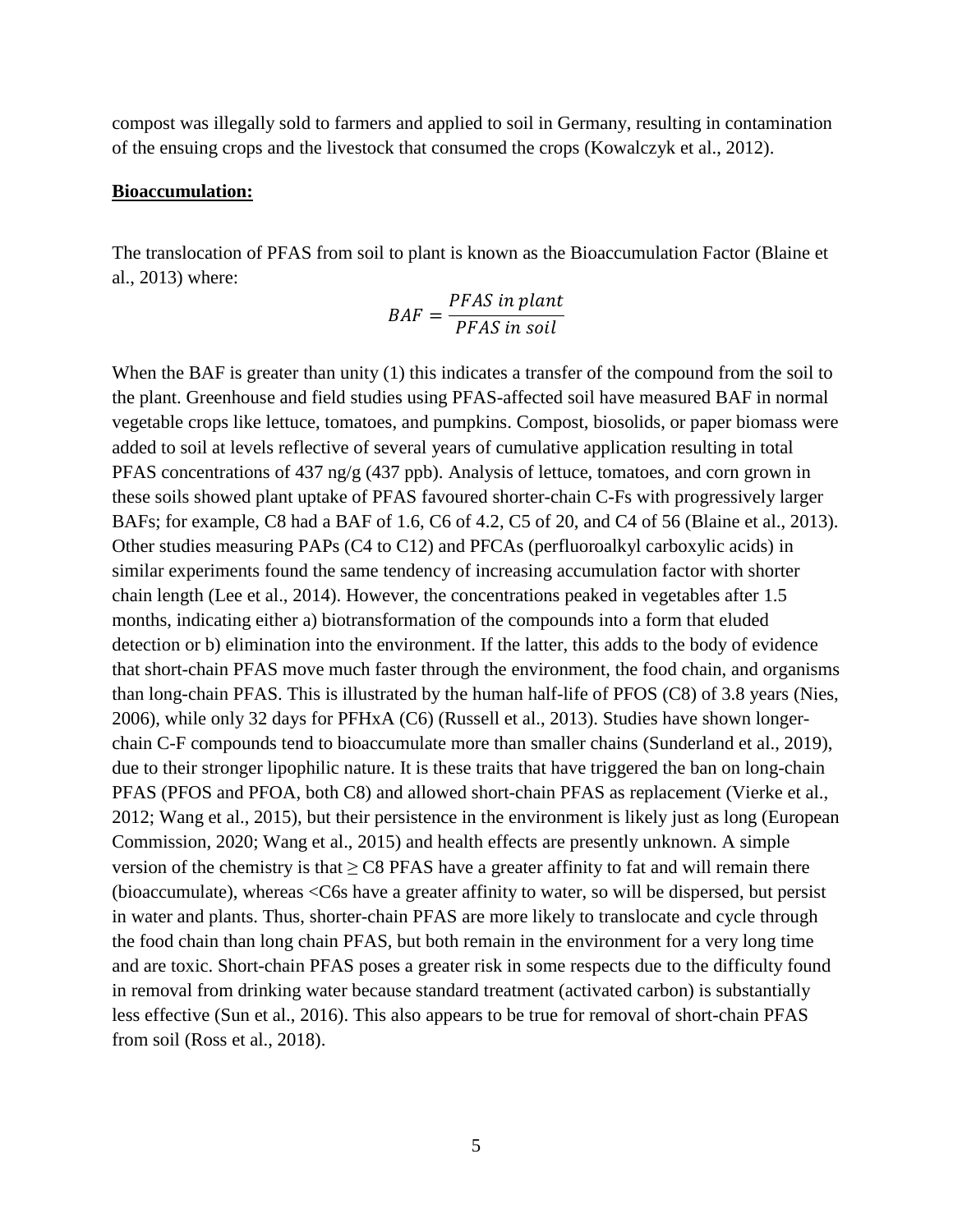compost was illegally sold to farmers and applied to soil in Germany, resulting in contamination of the ensuing crops and the livestock that consumed the crops (Kowalczyk et al., 2012).

## **Bioaccumulation:**

The translocation of PFAS from soil to plant is known as the Bioaccumulation Factor (Blaine et al., 2013) where:

$$BAF = \frac{PFAS\ in\ plant}{PFAS\ in\ soil}$$

When the BAF is greater than unity (1) this indicates a transfer of the compound from the soil to the plant. Greenhouse and field studies using PFAS-affected soil have measured BAF in normal vegetable crops like lettuce, tomatoes, and pumpkins. Compost, biosolids, or paper biomass were added to soil at levels reflective of several years of cumulative application resulting in total PFAS concentrations of 437 ng/g (437 ppb). Analysis of lettuce, tomatoes, and corn grown in these soils showed plant uptake of PFAS favoured shorter-chain C-Fs with progressively larger BAFs; for example, C8 had a BAF of 1.6, C6 of 4.2, C5 of 20, and C4 of 56 (Blaine et al., 2013). Other studies measuring PAPs (C4 to C12) and PFCAs (perfluoroalkyl carboxylic acids) in similar experiments found the same tendency of increasing accumulation factor with shorter chain length (Lee et al., 2014). However, the concentrations peaked in vegetables after 1.5 months, indicating either a) biotransformation of the compounds into a form that eluded detection or b) elimination into the environment. If the latter, this adds to the body of evidence that short-chain PFAS move much faster through the environment, the food chain, and organisms than long-chain PFAS. This is illustrated by the human half-life of PFOS (C8) of 3.8 years (Nies, 2006), while only 32 days for PFHxA (C6) (Russell et al., 2013). Studies have shown longer-chain C-F compounds tend to bioaccumulate more than smaller chains (Sunderland et al., 2019), due to their stronger lipophilic nature. It is these traits that have triggered the ban on long-chain PFAS (PFOS and PFOA, both C8) and allowed short-chain PFAS as replacement (Vierke et al., 2012; Wang et al., 2015), but their persistence in the environment is likely just as long (European Commission, 2020; Wang et al., 2015) and health effects are presently unknown. A simple version of the chemistry is that ≥ C8 PFAS have a greater affinity to fat and will remain there (bioaccumulate), whereas <C6s have a greater affinity to water, so will be dispersed, but persist in water and plants. Thus, shorter-chain PFAS are more likely to translocate and cycle through the food chain than long chain PFAS, but both remain in the environment for a very long time and are toxic. Short-chain PFAS poses a greater risk in some respects due to the difficulty found in removal from drinking water because standard treatment (activated carbon) is substantially less effective (Sun et al., 2016). This also appears to be true for removal of short-chain PFAS from soil (Ross et al., 2018).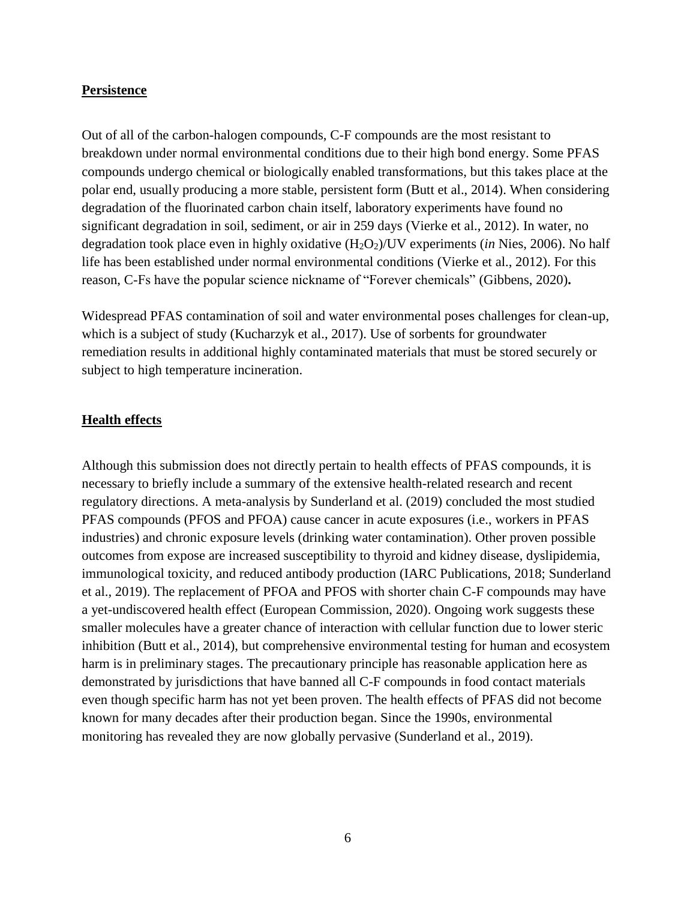## **Persistence**

Out of all of the carbon-halogen compounds, C-F compounds are the most resistant to breakdown under normal environmental conditions due to their high bond energy. Some PFAS compounds undergo chemical or biologically enabled transformations, but this takes place at the polar end, usually producing a more stable, persistent form (Butt et al., 2014). When considering degradation of the fluorinated carbon chain itself, laboratory experiments have found no significant degradation in soil, sediment, or air in 259 days (Vierke et al., 2012). In water, no degradation took place even in highly oxidative ($H_2O_2$)/UV experiments (*in* Nies, 2006). No half life has been established under normal environmental conditions (Vierke et al., 2012). For this reason, C-Fs have the popular science nickname of "Forever chemicals" (Gibbens, 2020)**.**

Widespread PFAS contamination of soil and water environmental poses challenges for clean-up, which is a subject of study (Kucharzyk et al., 2017). Use of sorbents for groundwater remediation results in additional highly contaminated materials that must be stored securely or subject to high temperature incineration.

## **Health effects**

Although this submission does not directly pertain to health effects of PFAS compounds, it is necessary to briefly include a summary of the extensive health-related research and recent regulatory directions. A meta-analysis by Sunderland et al. (2019) concluded the most studied PFAS compounds (PFOS and PFOA) cause cancer in acute exposures (i.e., workers in PFAS industries) and chronic exposure levels (drinking water contamination). Other proven possible outcomes from expose are increased susceptibility to thyroid and kidney disease, dyslipidemia, immunological toxicity, and reduced antibody production (IARC Publications, 2018; Sunderland et al., 2019). The replacement of PFOA and PFOS with shorter chain C-F compounds may have a yet-undiscovered health effect (European Commission, 2020). Ongoing work suggests these smaller molecules have a greater chance of interaction with cellular function due to lower steric inhibition (Butt et al., 2014), but comprehensive environmental testing for human and ecosystem harm is in preliminary stages. The precautionary principle has reasonable application here as demonstrated by jurisdictions that have banned all C-F compounds in food contact materials even though specific harm has not yet been proven. The health effects of PFAS did not become known for many decades after their production began. Since the 1990s, environmental monitoring has revealed they are now globally pervasive (Sunderland et al., 2019).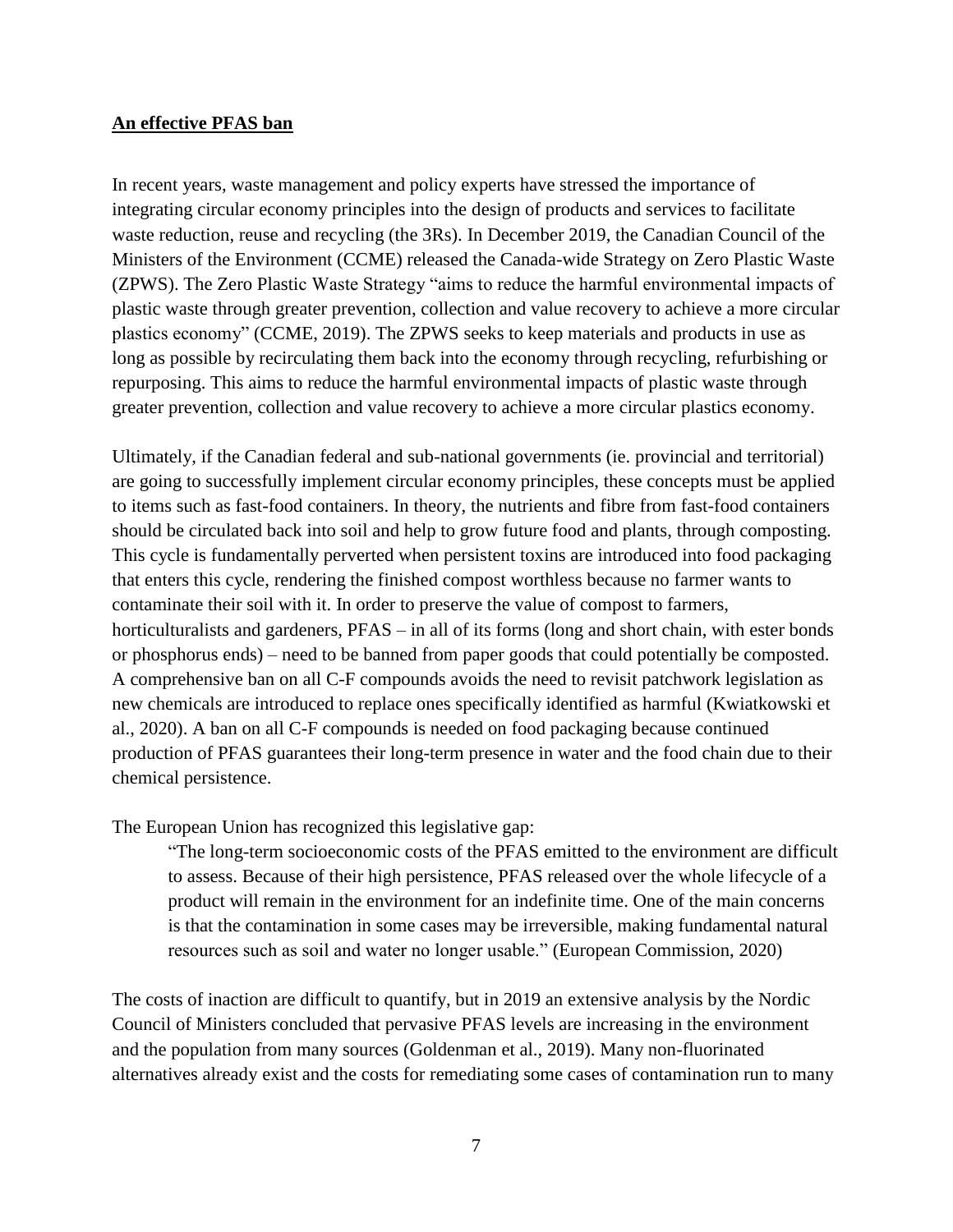**An effective PFAS ban**

In recent years, waste management and policy experts have stressed the importance of integrating circular economy principles into the design of products and services to facilitate waste reduction, reuse and recycling (the 3Rs). In December 2019, the Canadian Council of the Ministers of the Environment (CCME) released the Canada-wide Strategy on Zero Plastic Waste (ZPWS). The Zero Plastic Waste Strategy "aims to reduce the harmful environmental impacts of plastic waste through greater prevention, collection and value recovery to achieve a more circular plastics economy" (CCME, 2019). The ZPWS seeks to keep materials and products in use as long as possible by recirculating them back into the economy through recycling, refurbishing or repurposing. This aims to reduce the harmful environmental impacts of plastic waste through greater prevention, collection and value recovery to achieve a more circular plastics economy.

Ultimately, if the Canadian federal and sub-national governments (ie. provincial and territorial) are going to successfully implement circular economy principles, these concepts must be applied to items such as fast-food containers. In theory, the nutrients and fibre from fast-food containers should be circulated back into soil and help to grow future food and plants, through composting. This cycle is fundamentally perverted when persistent toxins are introduced into food packaging that enters this cycle, rendering the finished compost worthless because no farmer wants to contaminate their soil with it. In order to preserve the value of compost to farmers, horticulturalists and gardeners, PFAS – in all of its forms (long and short chain, with ester bonds or phosphorus ends) – need to be banned from paper goods that could potentially be composted. A comprehensive ban on all C-F compounds avoids the need to revisit patchwork legislation as new chemicals are introduced to replace ones specifically identified as harmful (Kwiatkowski et al., 2020). A ban on all C-F compounds is needed on food packaging because continued production of PFAS guarantees their long-term presence in water and the food chain due to their chemical persistence.

The European Union has recognized this legislative gap:

> "The long-term socioeconomic costs of the PFAS emitted to the environment are difficult to assess. Because of their high persistence, PFAS released over the whole lifecycle of a product will remain in the environment for an indefinite time. One of the main concerns is that the contamination in some cases may be irreversible, making fundamental natural resources such as soil and water no longer usable." (European Commission, 2020)

The costs of inaction are difficult to quantify, but in 2019 an extensive analysis by the Nordic Council of Ministers concluded that pervasive PFAS levels are increasing in the environment and the population from many sources (Goldenman et al., 2019). Many non-fluorinated alternatives already exist and the costs for remediating some cases of contamination run to many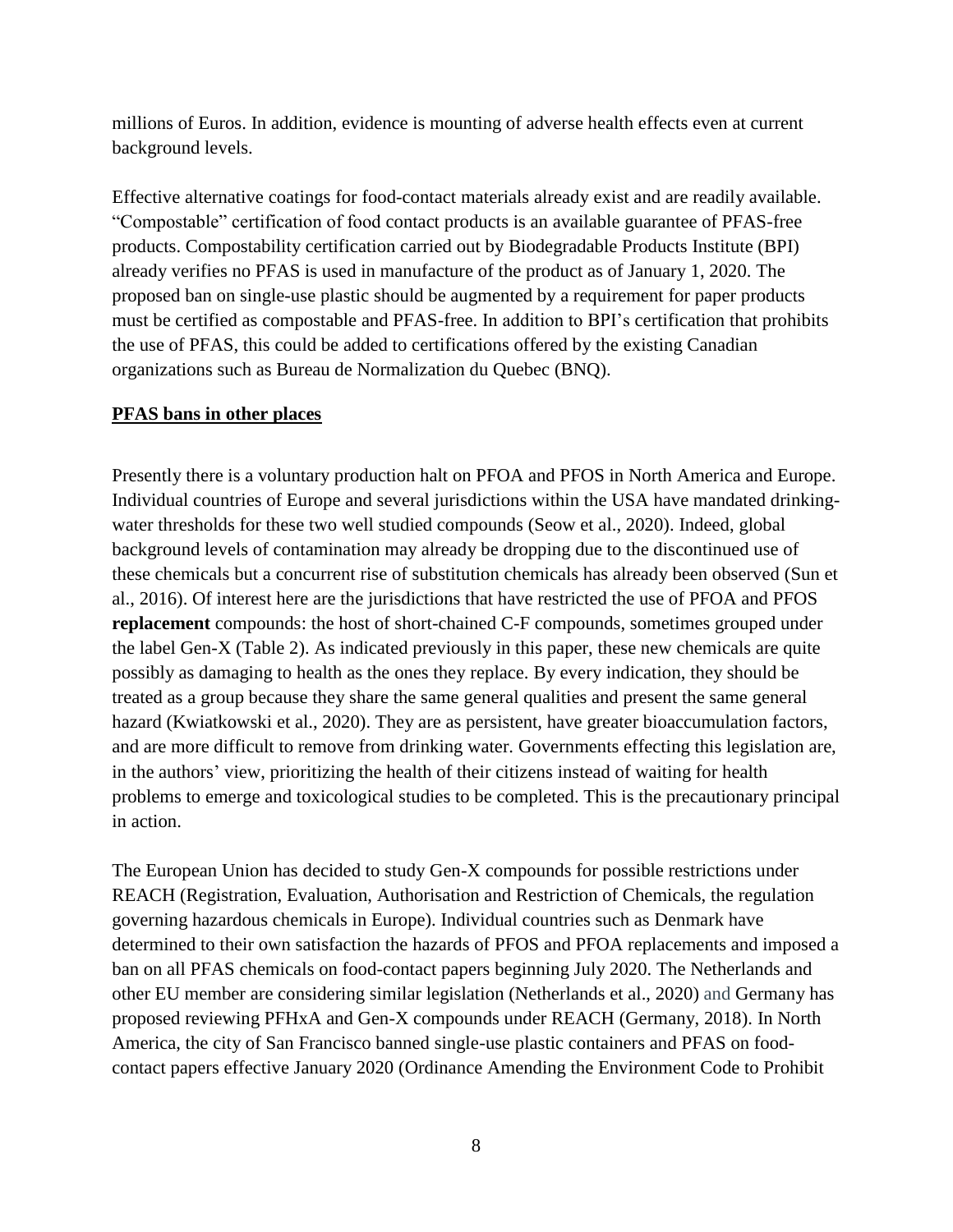millions of Euros. In addition, evidence is mounting of adverse health effects even at current background levels.

Effective alternative coatings for food-contact materials already exist and are readily available. “Compostable” certification of food contact products is an available guarantee of PFAS-free products. Compostability certification carried out by Biodegradable Products Institute (BPI) already verifies no PFAS is used in manufacture of the product as of January 1, 2020. The proposed ban on single-use plastic should be augmented by a requirement for paper products must be certified as compostable and PFAS-free. In addition to BPI’s certification that prohibits the use of PFAS, this could be added to certifications offered by the existing Canadian organizations such as Bureau de Normalization du Quebec (BNQ).

## PFAS bans in other places

Presently there is a voluntary production halt on PFOA and PFOS in North America and Europe. Individual countries of Europe and several jurisdictions within the USA have mandated drinking-water thresholds for these two well studied compounds (Seow et al., 2020). Indeed, global background levels of contamination may already be dropping due to the discontinued use of these chemicals but a concurrent rise of substitution chemicals has already been observed (Sun et al., 2016). Of interest here are the jurisdictions that have restricted the use of PFOA and PFOS **replacement** compounds: the host of short-chained C-F compounds, sometimes grouped under the label Gen-X (Table 2). As indicated previously in this paper, these new chemicals are quite possibly as damaging to health as the ones they replace. By every indication, they should be treated as a group because they share the same general qualities and present the same general hazard (Kwiatkowski et al., 2020). They are as persistent, have greater bioaccumulation factors, and are more difficult to remove from drinking water. Governments effecting this legislation are, in the authors’ view, prioritizing the health of their citizens instead of waiting for health problems to emerge and toxicological studies to be completed. This is the precautionary principal in action.

The European Union has decided to study Gen-X compounds for possible restrictions under REACH (Registration, Evaluation, Authorisation and Restriction of Chemicals, the regulation governing hazardous chemicals in Europe). Individual countries such as Denmark have determined to their own satisfaction the hazards of PFOS and PFOA replacements and imposed a ban on all PFAS chemicals on food-contact papers beginning July 2020. The Netherlands and other EU member are considering similar legislation (Netherlands et al., 2020) and Germany has proposed reviewing PFHxA and Gen-X compounds under REACH (Germany, 2018). In North America, the city of San Francisco banned single-use plastic containers and PFAS on food-contact papers effective January 2020 (Ordinance Amending the Environment Code to Prohibit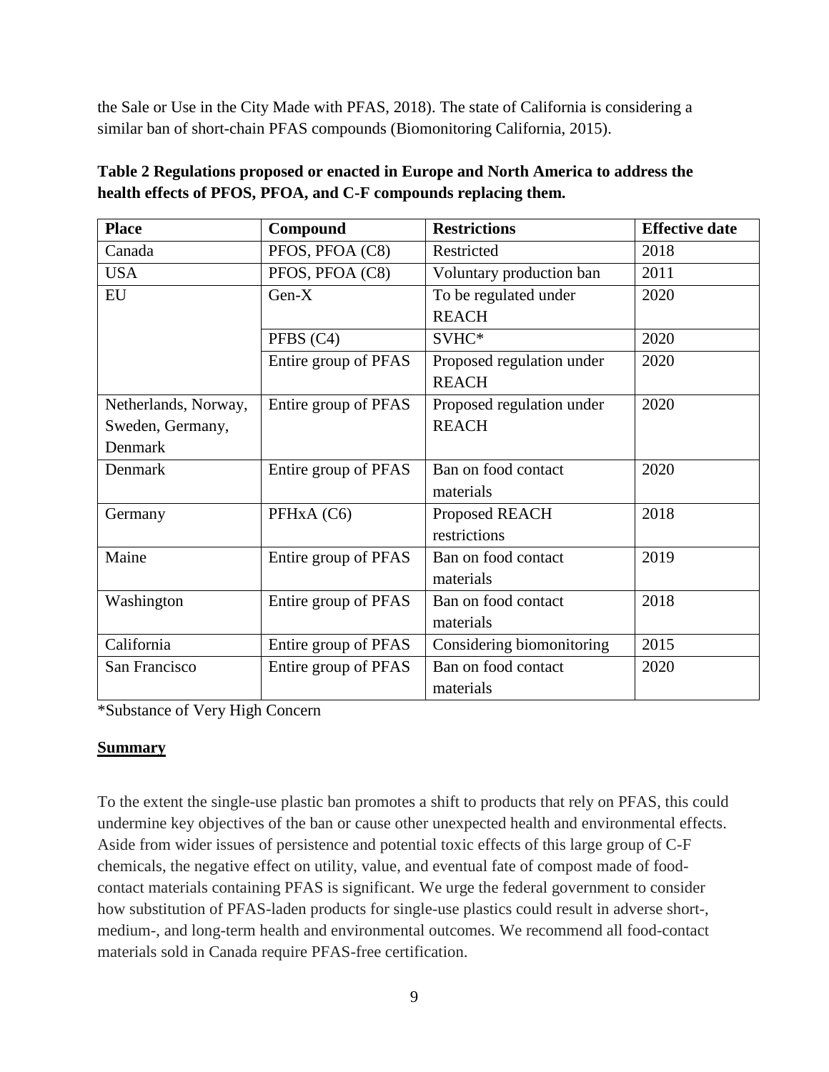the Sale or Use in the City Made with PFAS, 2018). The state of California is considering a similar ban of short-chain PFAS compounds (Biomonitoring California, 2015).

**Table 2 Regulations proposed or enacted in Europe and North America to address the health effects of PFOS, PFOA, and C-F compounds replacing them.**

| Place | Compound | Restrictions | Effective date |
|---|---|---|---|
| Canada | PFOS, PFOA (C8) | Restricted | 2018 |
| USA | PFOS, PFOA (C8) | Voluntary production ban | 2011 |
| EU | Gen-X | To be regulated under REACH | 2020 |
| | PFBS (C4) | SVHC* | 2020 |
| | Entire group of PFAS | Proposed regulation under REACH | 2020 |
| Netherlands, Norway, Sweden, Germany, Denmark | Entire group of PFAS | Proposed regulation under REACH | 2020 |
| Denmark | Entire group of PFAS | Ban on food contact materials | 2020 |
| Germany | PFHxA (C6) | Proposed REACH restrictions | 2018 |
| Maine | Entire group of PFAS | Ban on food contact materials | 2019 |
| Washington | Entire group of PFAS | Ban on food contact materials | 2018 |
| California | Entire group of PFAS | Considering biomonitoring | 2015 |
| San Francisco | Entire group of PFAS | Ban on food contact materials | 2020 |

*Substance of Very High Concern

## **Summary**

To the extent the single-use plastic ban promotes a shift to products that rely on PFAS, this could undermine key objectives of the ban or cause other unexpected health and environmental effects. Aside from wider issues of persistence and potential toxic effects of this large group of C-F chemicals, the negative effect on utility, value, and eventual fate of compost made of food-contact materials containing PFAS is significant. We urge the federal government to consider how substitution of PFAS-laden products for single-use plastics could result in adverse short-, medium-, and long-term health and environmental outcomes. We recommend all food-contact materials sold in Canada require PFAS-free certification.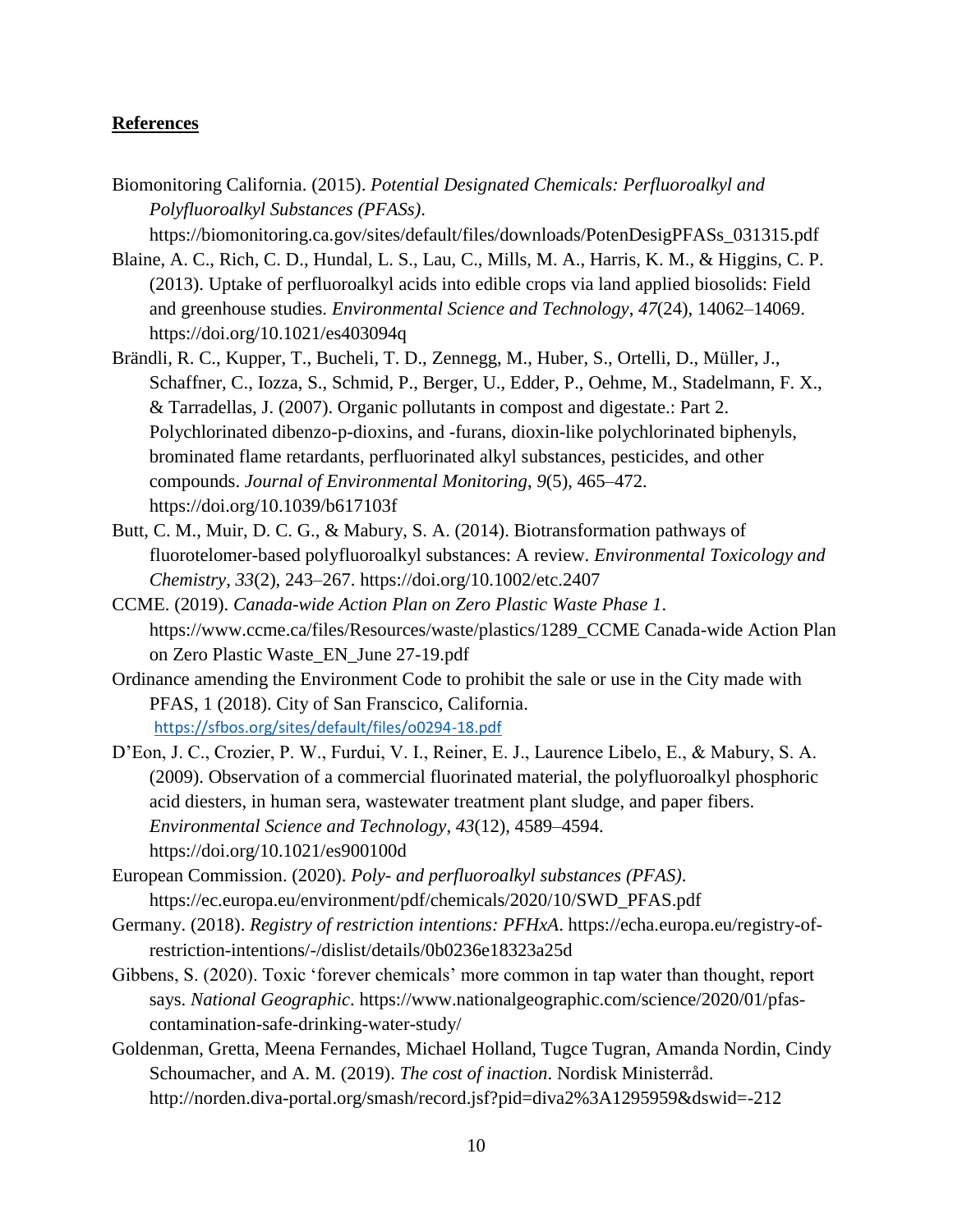**References**

Biomonitoring California. (2015). *Potential Designated Chemicals: Perfluoroalkyl and Polyfluoroalkyl Substances (PFASs)*. https://biomonitoring.ca.gov/sites/default/files/downloads/PotenDesigPFASs_031315.pdf

Blaine, A. C., Rich, C. D., Hundal, L. S., Lau, C., Mills, M. A., Harris, K. M., & Higgins, C. P. (2013). Uptake of perfluoroalkyl acids into edible crops via land applied biosolids: Field and greenhouse studies. *Environmental Science and Technology*, *47*(24), 14062–14069. https://doi.org/10.1021/es403094q

Brändli, R. C., Kupper, T., Bucheli, T. D., Zennegg, M., Huber, S., Ortelli, D., Müller, J., Schaffner, C., Iozza, S., Schmid, P., Berger, U., Edder, P., Oehme, M., Stadelmann, F. X., & Tarradellas, J. (2007). Organic pollutants in compost and digestate.: Part 2. Polychlorinated dibenzo-p-dioxins, and -furans, dioxin-like polychlorinated biphenyls, brominated flame retardants, perfluorinated alkyl substances, pesticides, and other compounds. *Journal of Environmental Monitoring*, *9*(5), 465–472. https://doi.org/10.1039/b617103f

Butt, C. M., Muir, D. C. G., & Mabury, S. A. (2014). Biotransformation pathways of fluorotelomer-based polyfluoroalkyl substances: A review. *Environmental Toxicology and Chemistry*, *33*(2), 243–267. https://doi.org/10.1002/etc.2407

CCME. (2019). *Canada-wide Action Plan on Zero Plastic Waste Phase 1*. https://www.ccme.ca/files/Resources/waste/plastics/1289_CCME Canada-wide Action Plan on Zero Plastic Waste_EN_June 27-19.pdf

Ordinance amending the Environment Code to prohibit the sale or use in the City made with PFAS, 1 (2018). City of San Franscico, California. https://sfbos.org/sites/default/files/o0294-18.pdf

D'Eon, J. C., Crozier, P. W., Furdui, V. I., Reiner, E. J., Laurence Libelo, E., & Mabury, S. A. (2009). Observation of a commercial fluorinated material, the polyfluoroalkyl phosphoric acid diesters, in human sera, wastewater treatment plant sludge, and paper fibers. *Environmental Science and Technology*, *43*(12), 4589–4594. https://doi.org/10.1021/es900100d

European Commission. (2020). *Poly- and perfluoroalkyl substances (PFAS)*. https://ec.europa.eu/environment/pdf/chemicals/2020/10/SWD_PFAS.pdf

Germany. (2018). *Registry of restriction intentions: PFHxA*. https://echa.europa.eu/registry-of-restriction-intentions/-/dislist/details/0b0236e18323a25d

Gibbens, S. (2020). Toxic 'forever chemicals' more common in tap water than thought, report says. *National Geographic*. https://www.nationalgeographic.com/science/2020/01/pfas-contamination-safe-drinking-water-study/

Goldenman, Gretta, Meena Fernandes, Michael Holland, Tugce Tugran, Amanda Nordin, Cindy Schoumacher, and A. M. (2019). *The cost of inaction*. Nordisk Ministerråd. http://norden.diva-portal.org/smash/record.jsf?pid=diva2%3A1295959&dswid=-212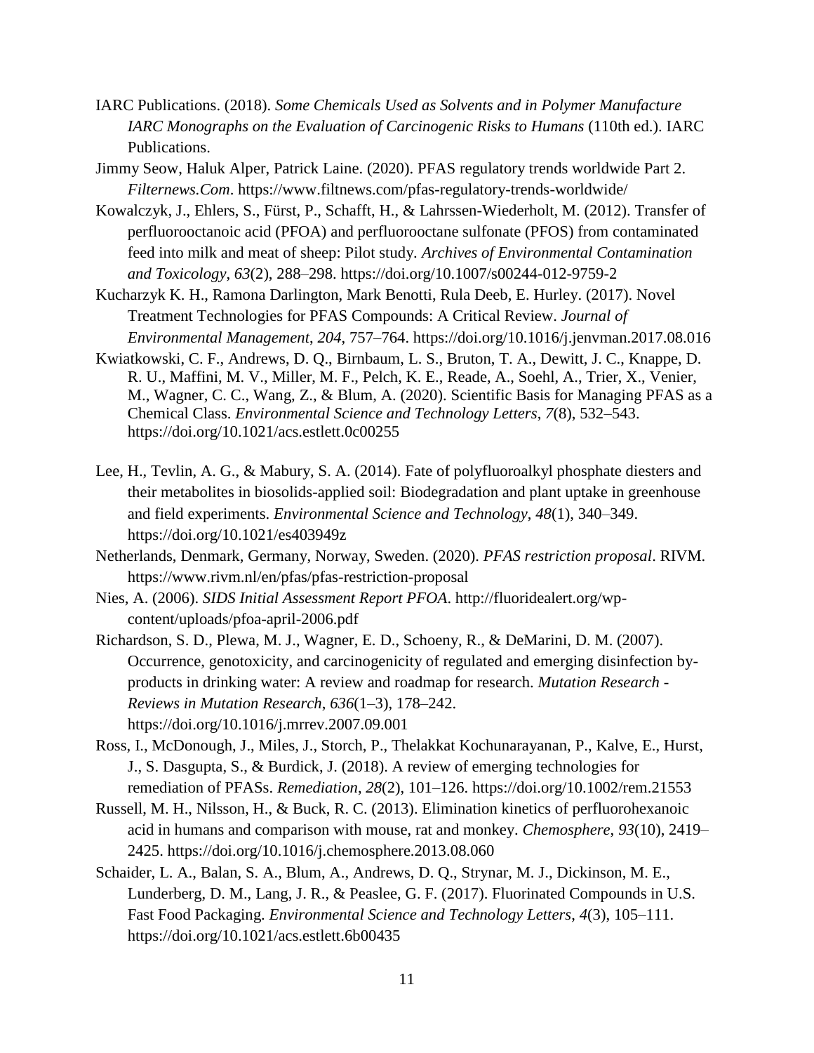IARC Publications. (2018). *Some Chemicals Used as Solvents and in Polymer Manufacture IARC Monographs on the Evaluation of Carcinogenic Risks to Humans* (110th ed.). IARC Publications.

Jimmy Seow, Haluk Alper, Patrick Laine. (2020). PFAS regulatory trends worldwide Part 2. *Filternews.Com*. https://www.filtnews.com/pfas-regulatory-trends-worldwide/

Kowalczyk, J., Ehlers, S., Fürst, P., Schafft, H., & Lahrssen-Wiederholt, M. (2012). Transfer of perfluorooctanoic acid (PFOA) and perfluorooctane sulfonate (PFOS) from contaminated feed into milk and meat of sheep: Pilot study. *Archives of Environmental Contamination and Toxicology*, *63*(2), 288–298. https://doi.org/10.1007/s00244-012-9759-2

Kucharzyk K. H., Ramona Darlington, Mark Benotti, Rula Deeb, E. Hurley. (2017). Novel Treatment Technologies for PFAS Compounds: A Critical Review. *Journal of Environmental Management*, *204*, 757–764. https://doi.org/10.1016/j.jenvman.2017.08.016

Kwiatkowski, C. F., Andrews, D. Q., Birnbaum, L. S., Bruton, T. A., Dewitt, J. C., Knappe, D. R. U., Maffini, M. V., Miller, M. F., Pelch, K. E., Reade, A., Soehl, A., Trier, X., Venier, M., Wagner, C. C., Wang, Z., & Blum, A. (2020). Scientific Basis for Managing PFAS as a Chemical Class. *Environmental Science and Technology Letters*, *7*(8), 532–543. https://doi.org/10.1021/acs.estlett.0c00255

Lee, H., Tevlin, A. G., & Mabury, S. A. (2014). Fate of polyfluoroalkyl phosphate diesters and their metabolites in biosolids-applied soil: Biodegradation and plant uptake in greenhouse and field experiments. *Environmental Science and Technology*, *48*(1), 340–349. https://doi.org/10.1021/es403949z

Netherlands, Denmark, Germany, Norway, Sweden. (2020). *PFAS restriction proposal*. RIVM. https://www.rivm.nl/en/pfas/pfas-restriction-proposal

Nies, A. (2006). *SIDS Initial Assessment Report PFOA*. http://fluoridealert.org/wp-content/uploads/pfoa-april-2006.pdf

Richardson, S. D., Plewa, M. J., Wagner, E. D., Schoeny, R., & DeMarini, D. M. (2007). Occurrence, genotoxicity, and carcinogenicity of regulated and emerging disinfection by-products in drinking water: A review and roadmap for research. *Mutation Research - Reviews in Mutation Research*, *636*(1–3), 178–242. https://doi.org/10.1016/j.mrrev.2007.09.001

Ross, I., McDonough, J., Miles, J., Storch, P., Thelakkat Kochunarayanan, P., Kalve, E., Hurst, J., S. Dasgupta, S., & Burdick, J. (2018). A review of emerging technologies for remediation of PFASs. *Remediation*, *28*(2), 101–126. https://doi.org/10.1002/rem.21553

Russell, M. H., Nilsson, H., & Buck, R. C. (2013). Elimination kinetics of perfluorohexanoic acid in humans and comparison with mouse, rat and monkey. *Chemosphere*, *93*(10), 2419–2425. https://doi.org/10.1016/j.chemosphere.2013.08.060

Schaider, L. A., Balan, S. A., Blum, A., Andrews, D. Q., Strynar, M. J., Dickinson, M. E., Lunderberg, D. M., Lang, J. R., & Peaslee, G. F. (2017). Fluorinated Compounds in U.S. Fast Food Packaging. *Environmental Science and Technology Letters*, *4*(3), 105–111. https://doi.org/10.1021/acs.estlett.6b00435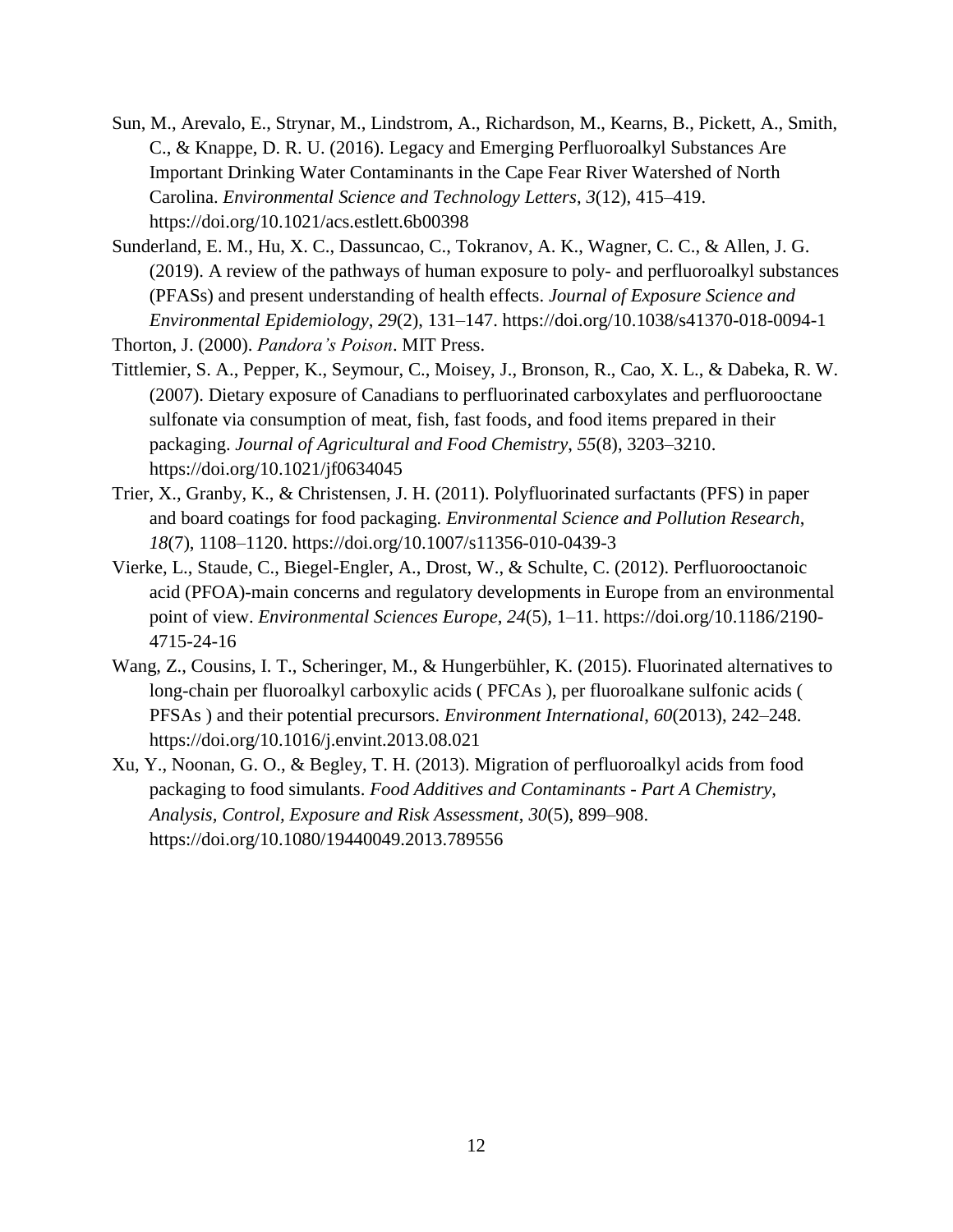Sun, M., Arevalo, E., Strynar, M., Lindstrom, A., Richardson, M., Kearns, B., Pickett, A., Smith, C., & Knappe, D. R. U. (2016). Legacy and Emerging Perfluoroalkyl Substances Are Important Drinking Water Contaminants in the Cape Fear River Watershed of North Carolina. *Environmental Science and Technology Letters*, *3*(12), 415–419. https://doi.org/10.1021/acs.estlett.6b00398

Sunderland, E. M., Hu, X. C., Dassuncao, C., Tokranov, A. K., Wagner, C. C., & Allen, J. G. (2019). A review of the pathways of human exposure to poly- and perfluoroalkyl substances (PFASs) and present understanding of health effects. *Journal of Exposure Science and Environmental Epidemiology*, *29*(2), 131–147. https://doi.org/10.1038/s41370-018-0094-1

Thorton, J. (2000). *Pandora's Poison*. MIT Press.

Tittlemier, S. A., Pepper, K., Seymour, C., Moisey, J., Bronson, R., Cao, X. L., & Dabeka, R. W. (2007). Dietary exposure of Canadians to perfluorinated carboxylates and perfluorooctane sulfonate via consumption of meat, fish, fast foods, and food items prepared in their packaging. *Journal of Agricultural and Food Chemistry*, *55*(8), 3203–3210. https://doi.org/10.1021/jf0634045

Trier, X., Granby, K., & Christensen, J. H. (2011). Polyfluorinated surfactants (PFS) in paper and board coatings for food packaging. *Environmental Science and Pollution Research*, *18*(7), 1108–1120. https://doi.org/10.1007/s11356-010-0439-3

Vierke, L., Staude, C., Biegel-Engler, A., Drost, W., & Schulte, C. (2012). Perfluorooctanoic acid (PFOA)-main concerns and regulatory developments in Europe from an environmental point of view. *Environmental Sciences Europe*, *24*(5), 1–11. https://doi.org/10.1186/2190-4715-24-16

Wang, Z., Cousins, I. T., Scheringer, M., & Hungerbühler, K. (2015). Fluorinated alternatives to long-chain per fluoroalkyl carboxylic acids ( PFCAs ), per fluoroalkane sulfonic acids ( PFSAs ) and their potential precursors. *Environment International*, *60*(2013), 242–248. https://doi.org/10.1016/j.envint.2013.08.021

Xu, Y., Noonan, G. O., & Begley, T. H. (2013). Migration of perfluoroalkyl acids from food packaging to food simulants. *Food Additives and Contaminants - Part A Chemistry, Analysis, Control, Exposure and Risk Assessment*, *30*(5), 899–908. https://doi.org/10.1080/19440049.2013.789556